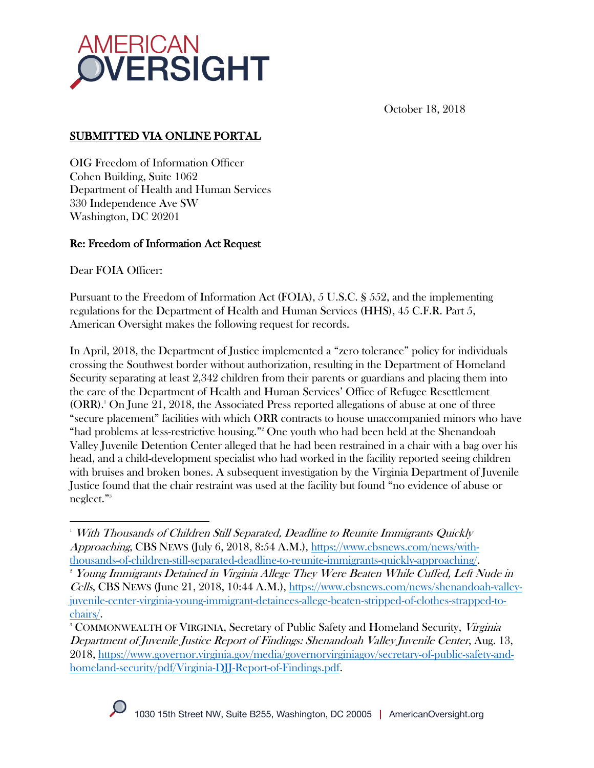AMERICAN OVERSIGHT

October 18, 2018

**SUBMITTED VIA ONLINE PORTAL**

OIG Freedom of Information Officer
Cohen Building, Suite 1062
Department of Health and Human Services
330 Independence Ave SW
Washington, DC 20201

**Re: Freedom of Information Act Request**

Dear FOIA Officer:

Pursuant to the Freedom of Information Act (FOIA), 5 U.S.C. § 552, and the implementing regulations for the Department of Health and Human Services (HHS), 45 C.F.R. Part 5, American Oversight makes the following request for records.

In April, 2018, the Department of Justice implemented a "zero tolerance" policy for individuals crossing the Southwest border without authorization, resulting in the Department of Homeland Security separating at least 2,342 children from their parents or guardians and placing them into the care of the Department of Health and Human Services' Office of Refugee Resettlement (ORR).[1] On June 21, 2018, the Associated Press reported allegations of abuse at one of three "secure placement" facilities with which ORR contracts to house unaccompanied minors who have "had problems at less-restrictive housing."[2] One youth who had been held at the Shenandoah Valley Juvenile Detention Center alleged that he had been restrained in a chair with a bag over his head, and a child-development specialist who had worked in the facility reported seeing children with bruises and broken bones. A subsequent investigation by the Virginia Department of Juvenile Justice found that the chair restraint was used at the facility but found "no evidence of abuse or neglect."[3]

---

[1] *With Thousands of Children Still Separated, Deadline to Reunite Immigrants Quickly Approaching*, CBS NEWS (July 6, 2018, 8:54 A.M.), https://www.cbsnews.com/news/with-thousands-of-children-still-separated-deadline-to-reunite-immigrants-quickly-approaching/.

[2] *Young Immigrants Detained in Virginia Allege They Were Beaten While Cuffed, Left Nude in Cells*, CBS NEWS (June 21, 2018, 10:44 A.M.), https://www.cbsnews.com/news/shenandoah-valley-juvenile-center-virginia-young-immigrant-detainees-allege-beaten-stripped-of-clothes-strapped-to-chairs/.

[3] COMMONWEALTH OF VIRGINIA, Secretary of Public Safety and Homeland Security, *Virginia Department of Juvenile Justice Report of Findings: Shenandoah Valley Juvenile Center*, Aug. 13, 2018, https://www.governor.virginia.gov/media/governorvirginiagov/secretary-of-public-safety-and-homeland-security/pdf/Virginia-DJJ-Report-of-Findings.pdf.

1030 15th Street NW, Suite B255, Washington, DC 20005 | AmericanOversight.org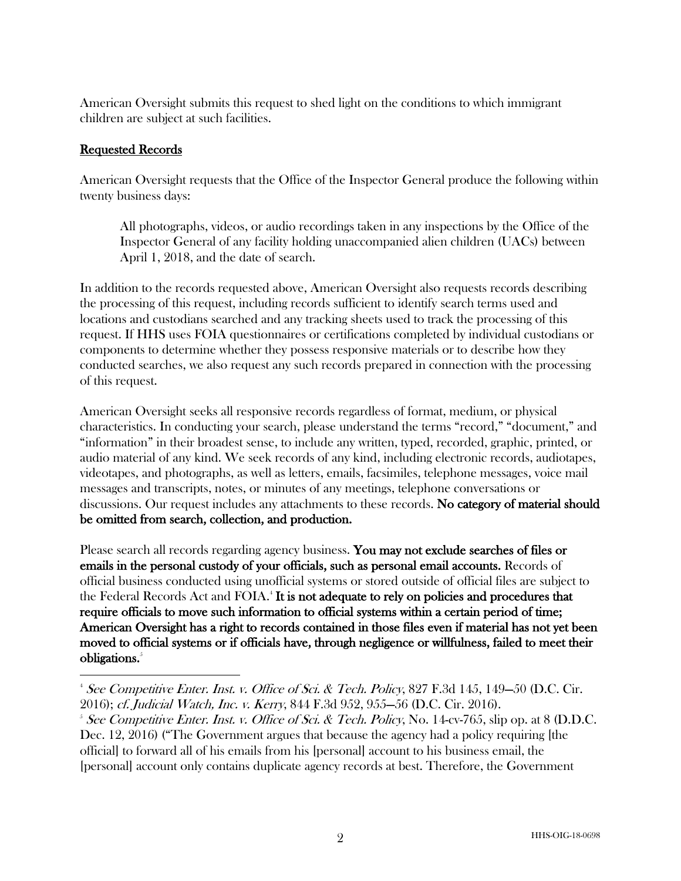American Oversight submits this request to shed light on the conditions to which immigrant children are subject at such facilities.

## Requested Records

American Oversight requests that the Office of the Inspector General produce the following within twenty business days:

> All photographs, videos, or audio recordings taken in any inspections by the Office of the Inspector General of any facility holding unaccompanied alien children (UACs) between April 1, 2018, and the date of search.

In addition to the records requested above, American Oversight also requests records describing the processing of this request, including records sufficient to identify search terms used and locations and custodians searched and any tracking sheets used to track the processing of this request. If HHS uses FOIA questionnaires or certifications completed by individual custodians or components to determine whether they possess responsive materials or to describe how they conducted searches, we also request any such records prepared in connection with the processing of this request.

American Oversight seeks all responsive records regardless of format, medium, or physical characteristics. In conducting your search, please understand the terms "record," "document," and "information" in their broadest sense, to include any written, typed, recorded, graphic, printed, or audio material of any kind. We seek records of any kind, including electronic records, audiotapes, videotapes, and photographs, as well as letters, emails, facsimiles, telephone messages, voice mail messages and transcripts, notes, or minutes of any meetings, telephone conversations or discussions. Our request includes any attachments to these records. **No category of material should be omitted from search, collection, and production.**

Please search all records regarding agency business. **You may not exclude searches of files or emails in the personal custody of your officials, such as personal email accounts.** Records of official business conducted using unofficial systems or stored outside of official files are subject to the Federal Records Act and FOIA.[4] **It is not adequate to rely on policies and procedures that require officials to move such information to official systems within a certain period of time; American Oversight has a right to records contained in those files even if material has not yet been moved to official systems or if officials have, through negligence or willfulness, failed to meet their obligations.**[5]

---

[4] *See Competitive Enter. Inst. v. Office of Sci. & Tech. Policy*, 827 F.3d 145, 149–50 (D.C. Cir. 2016); *cf. Judicial Watch, Inc. v. Kerry*, 844 F.3d 952, 955–56 (D.C. Cir. 2016).

[5] *See Competitive Enter. Inst. v. Office of Sci. & Tech. Policy*, No. 14-cv-765, slip op. at 8 (D.D.C. Dec. 12, 2016) ("The Government argues that because the agency had a policy requiring [the official] to forward all of his emails from his [personal] account to his business email, the [personal] account only contains duplicate agency records at best. Therefore, the Government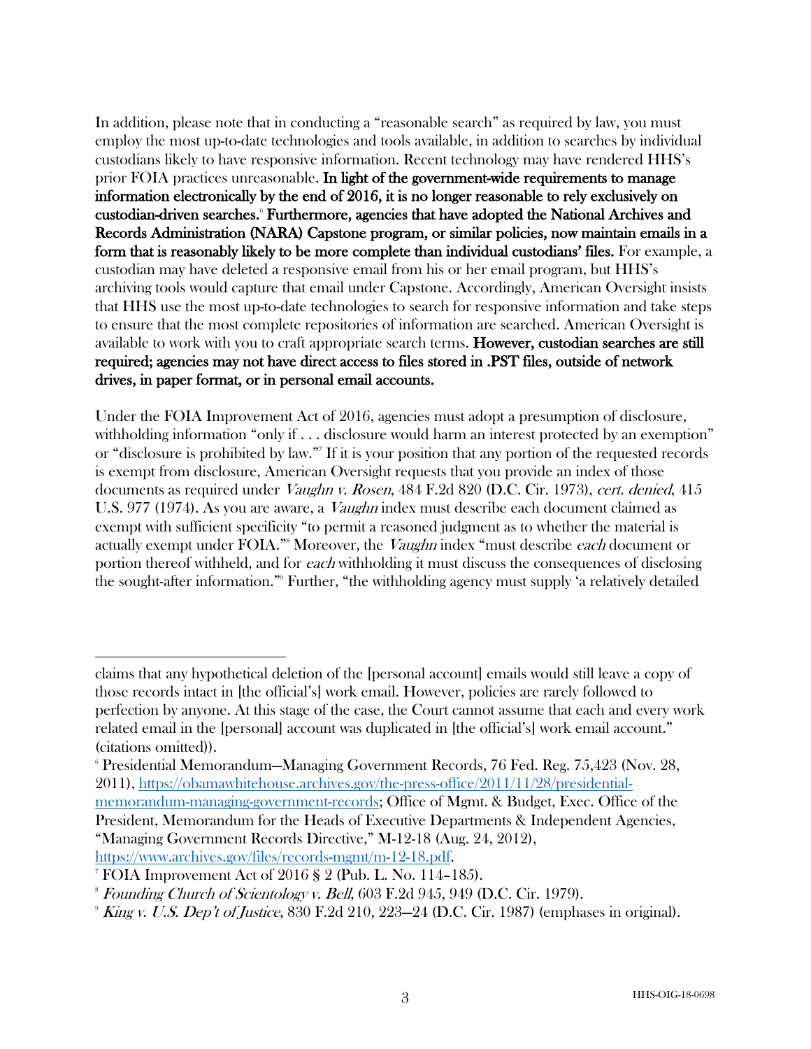In addition, please note that in conducting a "reasonable search" as required by law, you must employ the most up-to-date technologies and tools available, in addition to searches by individual custodians likely to have responsive information. Recent technology may have rendered HHS's prior FOIA practices unreasonable. **In light of the government-wide requirements to manage information electronically by the end of 2016, it is no longer reasonable to rely exclusively on custodian-driven searches.**[6] **Furthermore, agencies that have adopted the National Archives and Records Administration (NARA) Capstone program, or similar policies, now maintain emails in a form that is reasonably likely to be more complete than individual custodians' files.** For example, a custodian may have deleted a responsive email from his or her email program, but HHS's archiving tools would capture that email under Capstone. Accordingly, American Oversight insists that HHS use the most up-to-date technologies to search for responsive information and take steps to ensure that the most complete repositories of information are searched. American Oversight is available to work with you to craft appropriate search terms. **However, custodian searches are still required; agencies may not have direct access to files stored in .PST files, outside of network drives, in paper format, or in personal email accounts.**

Under the FOIA Improvement Act of 2016, agencies must adopt a presumption of disclosure, withholding information "only if . . . disclosure would harm an interest protected by an exemption" or "disclosure is prohibited by law."[7] If it is your position that any portion of the requested records is exempt from disclosure, American Oversight requests that you provide an index of those documents as required under *Vaughn v. Rosen*, 484 F.2d 820 (D.C. Cir. 1973), *cert. denied*, 415 U.S. 977 (1974). As you are aware, a *Vaughn* index must describe each document claimed as exempt with sufficient specificity "to permit a reasoned judgment as to whether the material is actually exempt under FOIA."[8] Moreover, the *Vaughn* index "must describe *each* document or portion thereof withheld, and for *each* withholding it must discuss the consequences of disclosing the sought-after information."[9] Further, "the withholding agency must supply 'a relatively detailed

---

claims that any hypothetical deletion of the [personal account] emails would still leave a copy of those records intact in [the official's] work email. However, policies are rarely followed to perfection by anyone. At this stage of the case, the Court cannot assume that each and every work related email in the [personal] account was duplicated in [the official's] work email account." (citations omitted)).

[6] Presidential Memorandum—Managing Government Records, 76 Fed. Reg. 75,423 (Nov. 28, 2011), https://obamawhitehouse.archives.gov/the-press-office/2011/11/28/presidential-memorandum-managing-government-records; Office of Mgmt. & Budget, Exec. Office of the President, Memorandum for the Heads of Executive Departments & Independent Agencies, "Managing Government Records Directive," M-12-18 (Aug. 24, 2012), https://www.archives.gov/files/records-mgmt/m-12-18.pdf.

[7] FOIA Improvement Act of 2016 § 2 (Pub. L. No. 114–185).

[8] *Founding Church of Scientology v. Bell*, 603 F.2d 945, 949 (D.C. Cir. 1979).

[9] *King v. U.S. Dep't of Justice*, 830 F.2d 210, 223–24 (D.C. Cir. 1987) (emphases in original).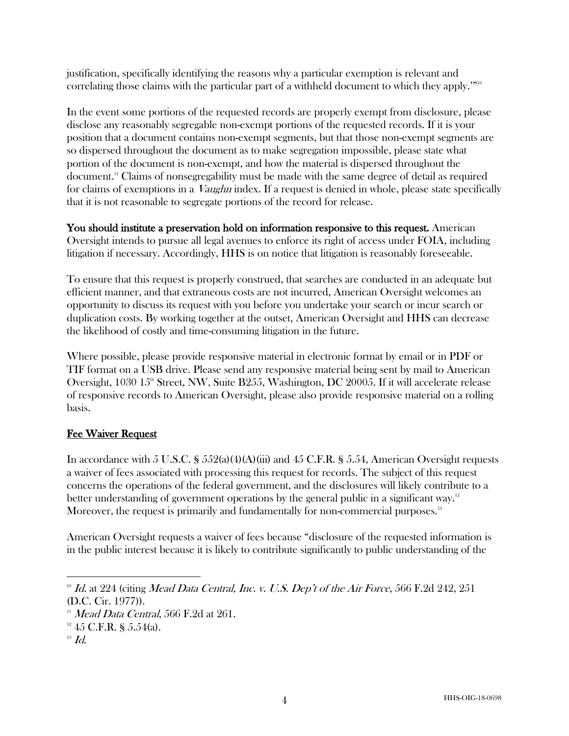justification, specifically identifying the reasons why a particular exemption is relevant and correlating those claims with the particular part of a withheld document to which they apply.'"[10]

In the event some portions of the requested records are properly exempt from disclosure, please disclose any reasonably segregable non-exempt portions of the requested records. If it is your position that a document contains non-exempt segments, but that those non-exempt segments are so dispersed throughout the document as to make segregation impossible, please state what portion of the document is non-exempt, and how the material is dispersed throughout the document.[11] Claims of nonsegregability must be made with the same degree of detail as required for claims of exemptions in a *Vaughn* index. If a request is denied in whole, please state specifically that it is not reasonable to segregate portions of the record for release.

**You should institute a preservation hold on information responsive to this request.** American Oversight intends to pursue all legal avenues to enforce its right of access under FOIA, including litigation if necessary. Accordingly, HHS is on notice that litigation is reasonably foreseeable.

To ensure that this request is properly construed, that searches are conducted in an adequate but efficient manner, and that extraneous costs are not incurred, American Oversight welcomes an opportunity to discuss its request with you before you undertake your search or incur search or duplication costs. By working together at the outset, American Oversight and HHS can decrease the likelihood of costly and time-consuming litigation in the future.

Where possible, please provide responsive material in electronic format by email or in PDF or TIF format on a USB drive. Please send any responsive material being sent by mail to American Oversight, 1030 15th Street, NW, Suite B255, Washington, DC 20005. If it will accelerate release of responsive records to American Oversight, please also provide responsive material on a rolling basis.

## Fee Waiver Request

In accordance with 5 U.S.C. § 552(a)(4)(A)(iii) and 45 C.F.R. § 5.54, American Oversight requests a waiver of fees associated with processing this request for records. The subject of this request concerns the operations of the federal government, and the disclosures will likely contribute to a better understanding of government operations by the general public in a significant way.[12] Moreover, the request is primarily and fundamentally for non-commercial purposes.[13]

American Oversight requests a waiver of fees because "disclosure of the requested information is in the public interest because it is likely to contribute significantly to public understanding of the

---

[10] *Id.* at 224 (citing *Mead Data Central, Inc. v. U.S. Dep't of the Air Force*, 566 F.2d 242, 251 (D.C. Cir. 1977)).

[11] *Mead Data Central*, 566 F.2d at 261.

[12] 45 C.F.R. § 5.54(a).

[13] *Id.*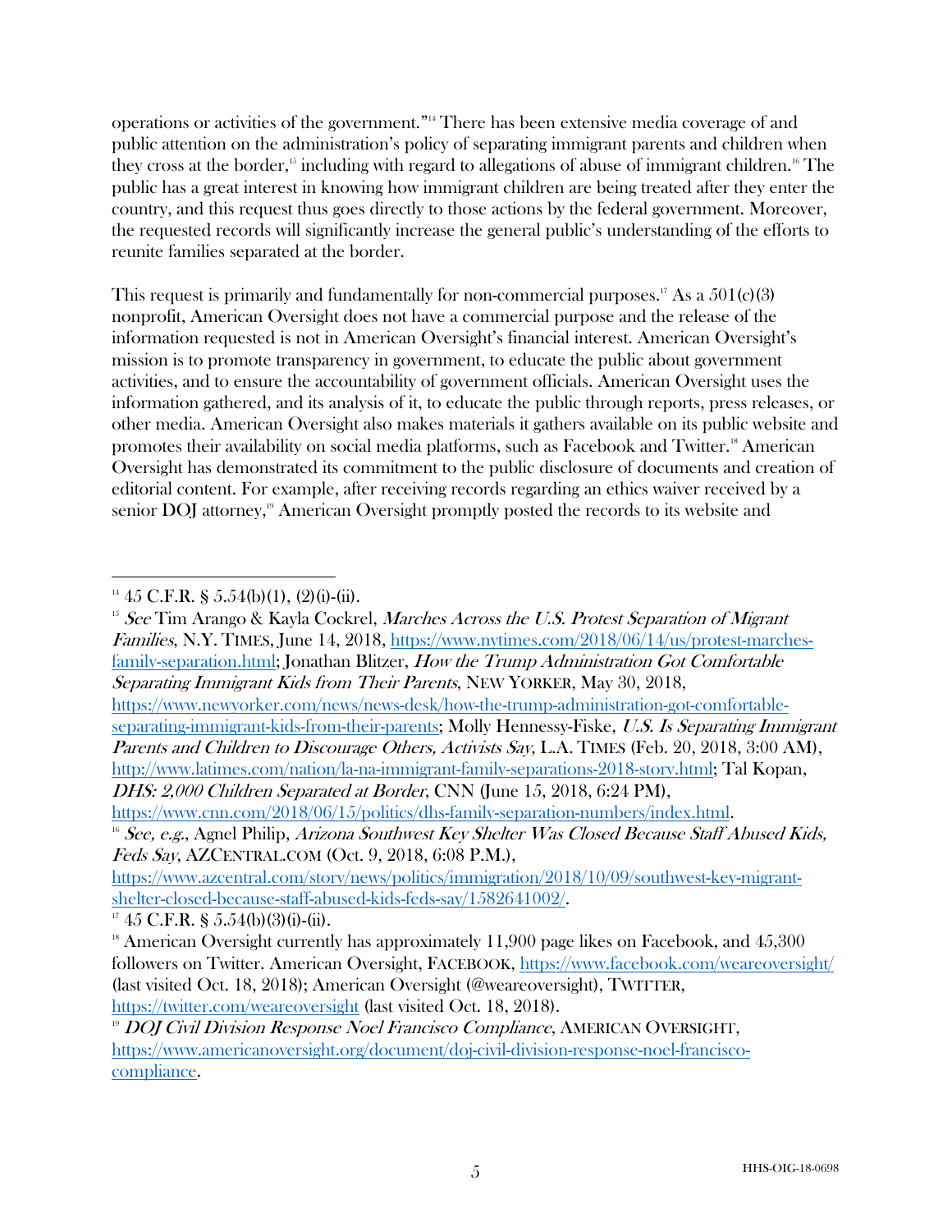operations or activities of the government."[14] There has been extensive media coverage of and public attention on the administration's policy of separating immigrant parents and children when they cross at the border,[15] including with regard to allegations of abuse of immigrant children.[16] The public has a great interest in knowing how immigrant children are being treated after they enter the country, and this request thus goes directly to those actions by the federal government. Moreover, the requested records will significantly increase the general public's understanding of the efforts to reunite families separated at the border.

This request is primarily and fundamentally for non-commercial purposes.[17] As a 501(c)(3) nonprofit, American Oversight does not have a commercial purpose and the release of the information requested is not in American Oversight's financial interest. American Oversight's mission is to promote transparency in government, to educate the public about government activities, and to ensure the accountability of government officials. American Oversight uses the information gathered, and its analysis of it, to educate the public through reports, press releases, or other media. American Oversight also makes materials it gathers available on its public website and promotes their availability on social media platforms, such as Facebook and Twitter.[18] American Oversight has demonstrated its commitment to the public disclosure of documents and creation of editorial content. For example, after receiving records regarding an ethics waiver received by a senior DOJ attorney,[19] American Oversight promptly posted the records to its website and

---

[14] 45 C.F.R. § 5.54(b)(1), (2)(i)-(ii).

[15] *See* Tim Arango & Kayla Cockrel, *Marches Across the U.S. Protest Separation of Migrant Families*, N.Y. TIMES, June 14, 2018, https://www.nytimes.com/2018/06/14/us/protest-marches-family-separation.html; Jonathan Blitzer, *How the Trump Administration Got Comfortable Separating Immigrant Kids from Their Parents*, NEW YORKER, May 30, 2018, https://www.newyorker.com/news/news-desk/how-the-trump-administration-got-comfortable-separating-immigrant-kids-from-their-parents; Molly Hennessy-Fiske, *U.S. Is Separating Immigrant Parents and Children to Discourage Others, Activists Say*, L.A. TIMES (Feb. 20, 2018, 3:00 AM), http://www.latimes.com/nation/la-na-immigrant-family-separations-2018-story.html; Tal Kopan, *DHS: 2,000 Children Separated at Border*, CNN (June 15, 2018, 6:24 PM), https://www.cnn.com/2018/06/15/politics/dhs-family-separation-numbers/index.html.

[16] *See, e.g.*, Agnel Philip, *Arizona Southwest Key Shelter Was Closed Because Staff Abused Kids, Feds Say*, AZCENTRAL.COM (Oct. 9, 2018, 6:08 P.M.), https://www.azcentral.com/story/news/politics/immigration/2018/10/09/southwest-key-migrant-shelter-closed-because-staff-abused-kids-feds-say/1582641002/.

[17] 45 C.F.R. § 5.54(b)(3)(i)-(ii).

[18] American Oversight currently has approximately 11,900 page likes on Facebook, and 45,300 followers on Twitter. American Oversight, FACEBOOK, https://www.facebook.com/weareoversight/ (last visited Oct. 18, 2018); American Oversight (@weareoversight), TWITTER, https://twitter.com/weareoversight (last visited Oct. 18, 2018).

[19] *DOJ Civil Division Response Noel Francisco Compliance*, AMERICAN OVERSIGHT, https://www.americanoversight.org/document/doj-civil-division-response-noel-francisco-compliance.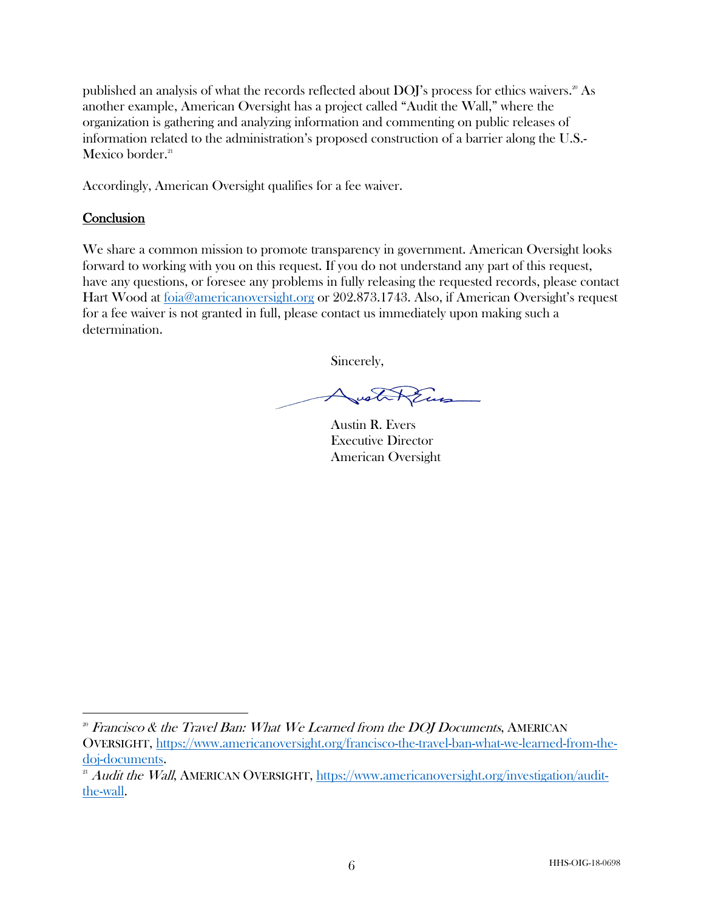published an analysis of what the records reflected about DOJ's process for ethics waivers.[20] As another example, American Oversight has a project called "Audit the Wall," where the organization is gathering and analyzing information and commenting on public releases of information related to the administration's proposed construction of a barrier along the U.S.-Mexico border.[21]

Accordingly, American Oversight qualifies for a fee waiver.

## Conclusion

We share a common mission to promote transparency in government. American Oversight looks forward to working with you on this request. If you do not understand any part of this request, have any questions, or foresee any problems in fully releasing the requested records, please contact Hart Wood at foia@americanoversight.org or 202.873.1743. Also, if American Oversight's request for a fee waiver is not granted in full, please contact us immediately upon making such a determination.

Sincerely,

Austin R. Evers
Executive Director
American Oversight

---

[20] *Francisco & the Travel Ban: What We Learned from the DOJ Documents*, AMERICAN OVERSIGHT, https://www.americanoversight.org/francisco-the-travel-ban-what-we-learned-from-the-doj-documents.

[21] *Audit the Wall*, AMERICAN OVERSIGHT, https://www.americanoversight.org/investigation/audit-the-wall.

HHS-OIG-18-0698